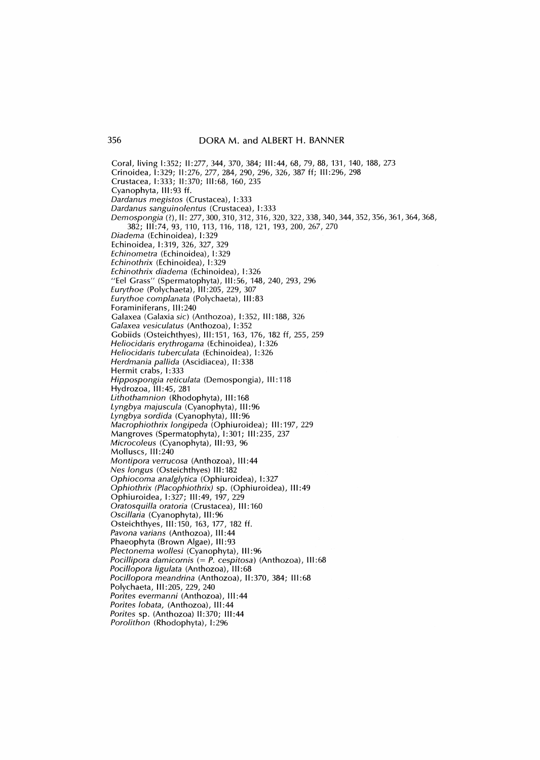Coral, living I:352; II:277, 344, 370, 384; III:44, 68, 79, 88, 131, 140, 188, 273
Crinoidea, I:329; II:276, 277, 284, 290, 296, 326, 387 ff; III:296, 298
Crustacea, I:333; II:370; III:68, 160, 235
Cyanophyta, III:93 ff.
*Dardanus megistos* (Crustacea), I:333
*Dardanus sanguinolentus* (Crustacea), I:333
*Demospongia* (?), II: 277, 300, 310, 312, 316, 320, 322, 338, 340, 344, 352, 356, 361, 364, 368, 382; III:74, 93, 110, 113, 116, 118, 121, 193, 200, 267, 270
*Diadema* (Echinoidea), I:329
Echinoidea, I:319, 326, 327, 329
*Echinometra* (Echinoidea), I:329
*Echinothrix* (Echinoidea), I:329
*Echinothrix diadema* (Echinoidea), I:326
"Eel Grass" (Spermatophyta), III:56, 148, 240, 293, 296
*Eurythoe* (Polychaeta), III:205, 229, 307
*Eurythoe complanata* (Polychaeta), III:83
Foraminiferans, III:240
Galaxea (Galaxia *sic*) (Anthozoa), I:352, III:188, 326
*Galaxea vesiculatus* (Anthozoa), I:352
Gobiids (Osteichthyes), III:151, 163, 176, 182 ff, 255, 259
*Heliocidaris erythrogama* (Echinoidea), I:326
*Heliocidaris tuberculata* (Echinoidea), I:326
*Herdmania pallida* (Ascidiacea), II:338
Hermit crabs, I:333
*Hippospongia reticulata* (Demospongia), III:118
Hydrozoa, III:45, 281
*Lithothamnion* (Rhodophyta), III:168
*Lyngbya majuscula* (Cyanophyta), III:96
*Lyngbya sordida* (Cyanophyta), III:96
*Macrophiothrix longipeda* (Ophiuroidea); III:197, 229
Mangroves (Spermatophyta), I:301; III:235, 237
*Microcoleus* (Cyanophyta), III:93, 96
Molluscs, III:240
*Montipora verrucosa* (Anthozoa), III:44
*Nes longus* (Osteichthyes) III:182
*Ophiocoma analglytica* (Ophiuroidea), I:327
*Ophiothrix (Placophiothrix)* sp. (Ophiuroidea), III:49
Ophiuroidea, I:327; III:49, 197, 229
*Oratosquilla oratoria* (Crustacea), III:160
*Oscillaria* (Cyanophyta), III:96
Osteichthyes, III:150, 163, 177, 182 ff.
*Pavona varians* (Anthozoa), III:44
Phaeophyta (Brown Algae), III:93
*Plectonema wollesi* (Cyanophyta), III:96
*Pocillipora damicornis* (= *P. cespitosa*) (Anthozoa), III:68
*Pocillopora ligulata* (Anthozoa), III:68
*Pocillopora meandrina* (Anthozoa), II:370, 384; III:68
Polychaeta, III:205, 229, 240
*Porites evermanni* (Anthozoa), III:44
*Porites lobata,* (Anthozoa), III:44
*Porites* sp. (Anthozoa) II:370; III:44
*Porolithon* (Rhodophyta), I:296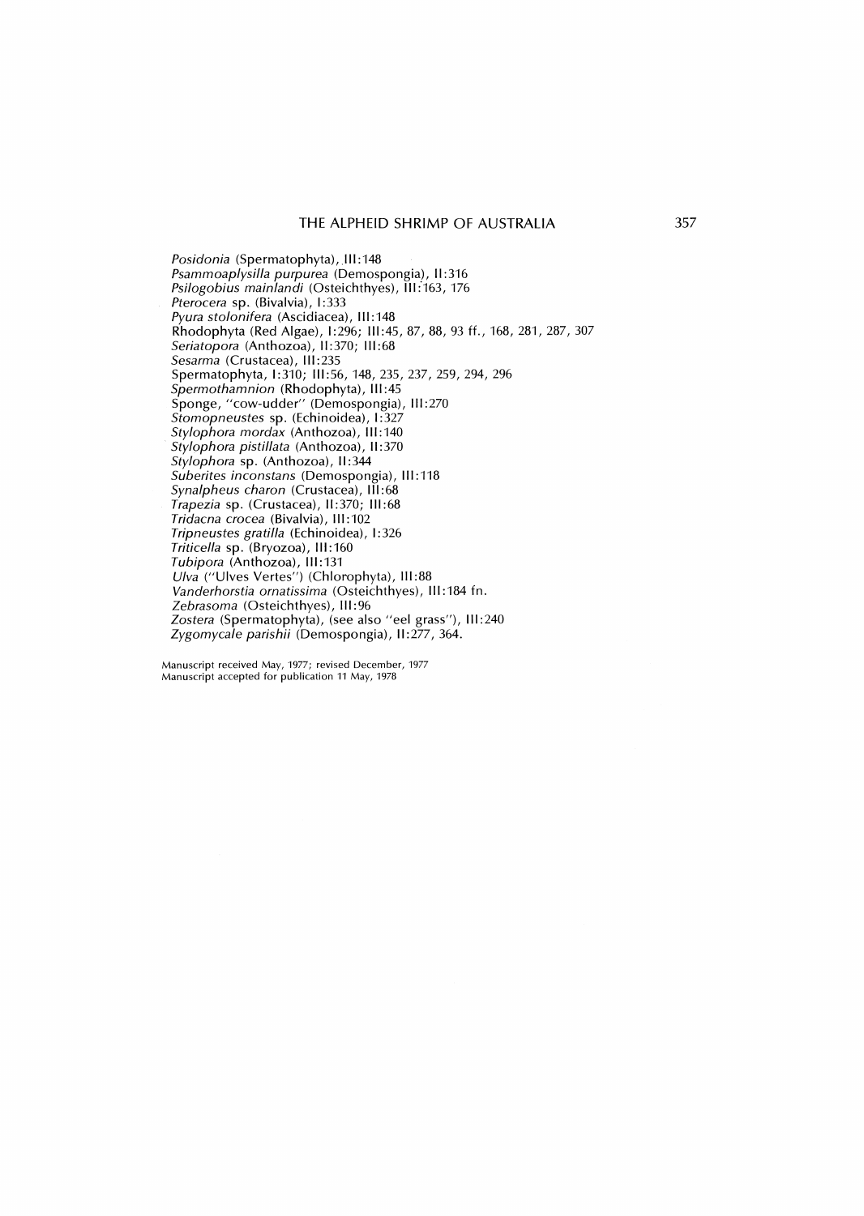*Posidonia* (Spermatophyta), III:148
*Psammoaplysilla purpurea* (Demospongia), II:316
*Psilogobius mainlandi* (Osteichthyes), III:163, 176
*Pterocera* sp. (Bivalvia), I:333
*Pyura stolonifera* (Ascidiacea), III:148
Rhodophyta (Red Algae), I:296; III:45, 87, 88, 93 ff., 168, 281, 287, 307
*Seriatopora* (Anthozoa), II:370; III:68
*Sesarma* (Crustacea), III:235
Spermatophyta, I:310; III:56, 148, 235, 237, 259, 294, 296
*Spermothamnion* (Rhodophyta), III:45
Sponge, "cow-udder" (Demospongia), III:270
*Stomopneustes* sp. (Echinoidea), I:327
*Stylophora mordax* (Anthozoa), III:140
*Stylophora pistillata* (Anthozoa), II:370
*Stylophora* sp. (Anthozoa), II:344
*Suberites inconstans* (Demospongia), III:118
*Synalpheus charon* (Crustacea), III:68
*Trapezia* sp. (Crustacea), II:370; III:68
*Tridacna crocea* (Bivalvia), III:102
*Tripneustes gratilla* (Echinoidea), I:326
*Triticella* sp. (Bryozoa), III:160
*Tubipora* (Anthozoa), III:131
*Ulva* ("Ulves Vertes") (Chlorophyta), III:88
*Vanderhorstia ornatissima* (Osteichthyes), III:184 fn.
*Zebrasoma* (Osteichthyes), III:96
*Zostera* (Spermatophyta), (see also "eel grass"), III:240
*Zygomycale parishii* (Demospongia), II:277, 364.

Manuscript received May, 1977; revised December, 1977
Manuscript accepted for publication 11 May, 1978